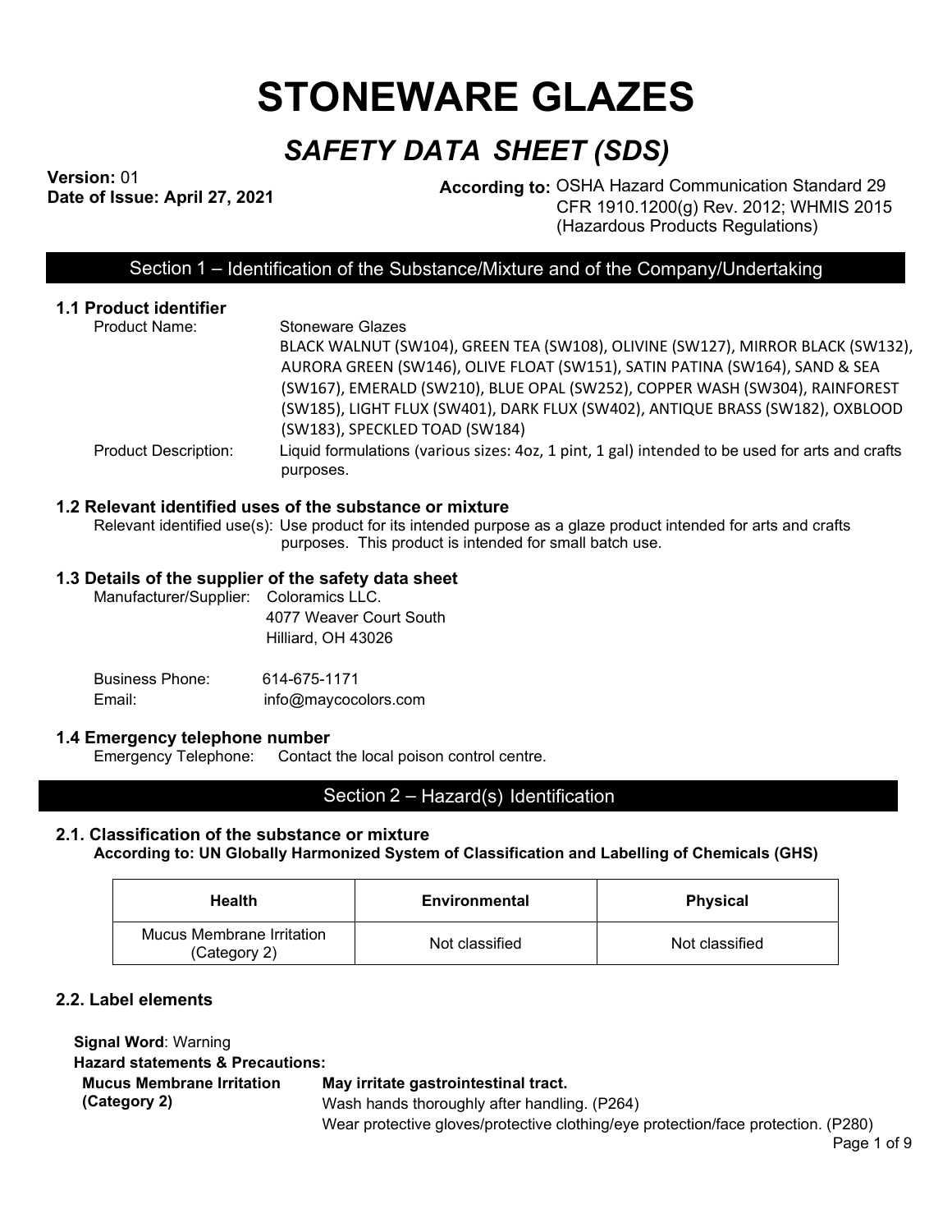# STONEWARE GLAZES

## *SAFETY DATA SHEET (SDS)*

**Version:** 01
**Date of Issue: April 27, 2021**

**According to:** OSHA Hazard Communication Standard 29 CFR 1910.1200(g) Rev. 2012; WHMIS 2015 (Hazardous Products Regulations)

## Section 1 – Identification of the Substance/Mixture and of the Company/Undertaking

### 1.1 Product identifier

Product Name: Stoneware Glazes
BLACK WALNUT (SW104), GREEN TEA (SW108), OLIVINE (SW127), MIRROR BLACK (SW132), AURORA GREEN (SW146), OLIVE FLOAT (SW151), SATIN PATINA (SW164), SAND & SEA (SW167), EMERALD (SW210), BLUE OPAL (SW252), COPPER WASH (SW304), RAINFOREST (SW185), LIGHT FLUX (SW401), DARK FLUX (SW402), ANTIQUE BRASS (SW182), OXBLOOD (SW183), SPECKLED TOAD (SW184)

Product Description: Liquid formulations (various sizes: 4oz, 1 pint, 1 gal) intended to be used for arts and crafts purposes.

### 1.2 Relevant identified uses of the substance or mixture

Relevant identified use(s): Use product for its intended purpose as a glaze product intended for arts and crafts purposes. This product is intended for small batch use.

### 1.3 Details of the supplier of the safety data sheet

Manufacturer/Supplier: Coloramics LLC.
4077 Weaver Court South
Hilliard, OH 43026

Business Phone: 614-675-1171
Email: info@maycocolors.com

### 1.4 Emergency telephone number

Emergency Telephone: Contact the local poison control centre.

## Section 2 – Hazard(s) Identification

### 2.1. Classification of the substance or mixture

**According to: UN Globally Harmonized System of Classification and Labelling of Chemicals (GHS)**

| Health | Environmental | Physical |
| --- | --- | --- |
| Mucus Membrane Irritation (Category 2) | Not classified | Not classified |

### 2.2. Label elements

**Signal Word**: Warning
**Hazard statements & Precautions:**

**Mucus Membrane Irritation (Category 2)**
**May irritate gastrointestinal tract.**
Wash hands thoroughly after handling. (P264)
Wear protective gloves/protective clothing/eye protection/face protection. (P280)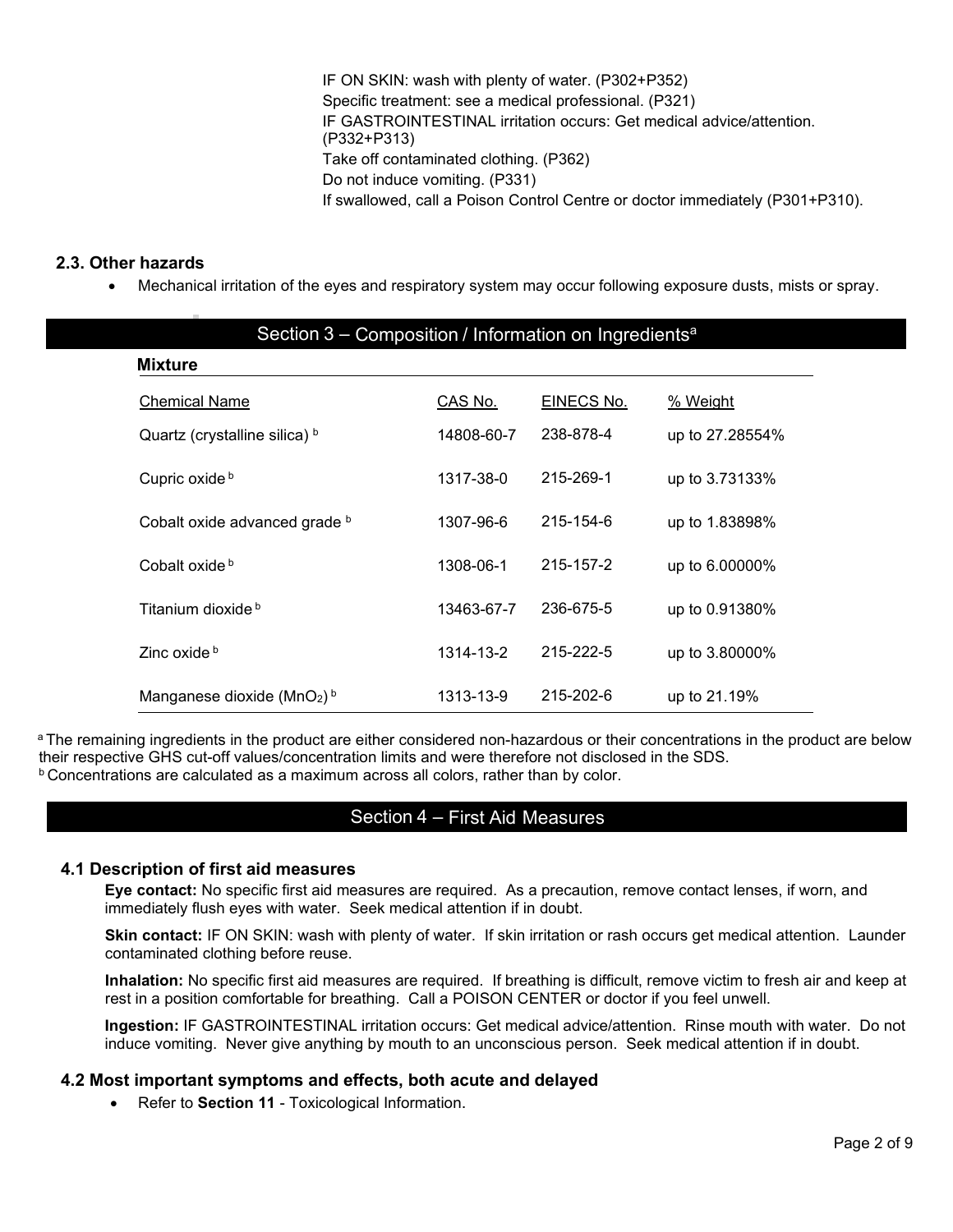IF ON SKIN: wash with plenty of water. (P302+P352)
Specific treatment: see a medical professional. (P321)
IF GASTROINTESTINAL irritation occurs: Get medical advice/attention. (P332+P313)
Take off contaminated clothing. (P362)
Do not induce vomiting. (P331)
If swallowed, call a Poison Control Centre or doctor immediately (P301+P310).

### 2.3. Other hazards

- Mechanical irritation of the eyes and respiratory system may occur following exposure dusts, mists or spray.

## Section 3 – Composition / Information on Ingredients[a]

**Mixture**

| Chemical Name | CAS No. | EINECS No. | % Weight |
|---|---|---|---|
| Quartz (crystalline silica) [b] | 14808-60-7 | 238-878-4 | up to 27.28554% |
| Cupric oxide [b] | 1317-38-0 | 215-269-1 | up to 3.73133% |
| Cobalt oxide advanced grade [b] | 1307-96-6 | 215-154-6 | up to 1.83898% |
| Cobalt oxide [b] | 1308-06-1 | 215-157-2 | up to 6.00000% |
| Titanium dioxide [b] | 13463-67-7 | 236-675-5 | up to 0.91380% |
| Zinc oxide [b] | 1314-13-2 | 215-222-5 | up to 3.80000% |
| Manganese dioxide ($MnO_2$) [b] | 1313-13-9 | 215-202-6 | up to 21.19% |

[a] The remaining ingredients in the product are either considered non-hazardous or their concentrations in the product are below their respective GHS cut-off values/concentration limits and were therefore not disclosed in the SDS.
[b] Concentrations are calculated as a maximum across all colors, rather than by color.

## Section 4 – First Aid Measures

### 4.1 Description of first aid measures

**Eye contact:** No specific first aid measures are required. As a precaution, remove contact lenses, if worn, and immediately flush eyes with water. Seek medical attention if in doubt.

**Skin contact:** IF ON SKIN: wash with plenty of water. If skin irritation or rash occurs get medical attention. Launder contaminated clothing before reuse.

**Inhalation:** No specific first aid measures are required. If breathing is difficult, remove victim to fresh air and keep at rest in a position comfortable for breathing. Call a POISON CENTER or doctor if you feel unwell.

**Ingestion:** IF GASTROINTESTINAL irritation occurs: Get medical advice/attention. Rinse mouth with water. Do not induce vomiting. Never give anything by mouth to an unconscious person. Seek medical attention if in doubt.

### 4.2 Most important symptoms and effects, both acute and delayed

- Refer to **Section 11** - Toxicological Information.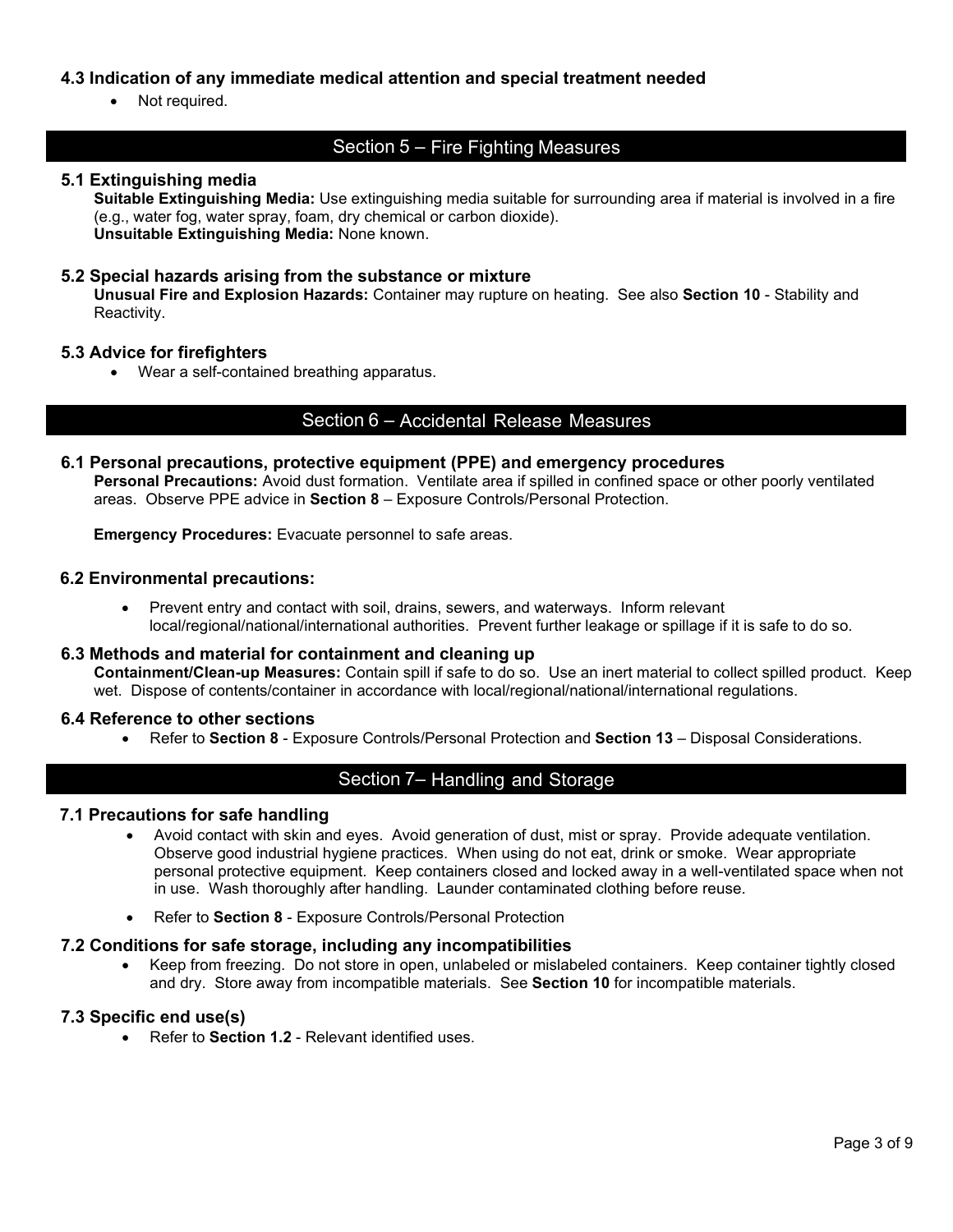### 4.3 Indication of any immediate medical attention and special treatment needed

- Not required.

## Section 5 – Fire Fighting Measures

### 5.1 Extinguishing media

**Suitable Extinguishing Media:** Use extinguishing media suitable for surrounding area if material is involved in a fire (e.g., water fog, water spray, foam, dry chemical or carbon dioxide).
**Unsuitable Extinguishing Media:** None known.

### 5.2 Special hazards arising from the substance or mixture

**Unusual Fire and Explosion Hazards:** Container may rupture on heating. See also **Section 10** - Stability and Reactivity.

### 5.3 Advice for firefighters

- Wear a self-contained breathing apparatus.

## Section 6 – Accidental Release Measures

### 6.1 Personal precautions, protective equipment (PPE) and emergency procedures

**Personal Precautions:** Avoid dust formation. Ventilate area if spilled in confined space or other poorly ventilated areas. Observe PPE advice in **Section 8** – Exposure Controls/Personal Protection.

**Emergency Procedures:** Evacuate personnel to safe areas.

### 6.2 Environmental precautions:

- Prevent entry and contact with soil, drains, sewers, and waterways. Inform relevant local/regional/national/international authorities. Prevent further leakage or spillage if it is safe to do so.

### 6.3 Methods and material for containment and cleaning up

**Containment/Clean-up Measures:** Contain spill if safe to do so. Use an inert material to collect spilled product. Keep wet. Dispose of contents/container in accordance with local/regional/national/international regulations.

### 6.4 Reference to other sections

- Refer to **Section 8** - Exposure Controls/Personal Protection and **Section 13** – Disposal Considerations.

## Section 7– Handling and Storage

### 7.1 Precautions for safe handling

- Avoid contact with skin and eyes. Avoid generation of dust, mist or spray. Provide adequate ventilation. Observe good industrial hygiene practices. When using do not eat, drink or smoke. Wear appropriate personal protective equipment. Keep containers closed and locked away in a well-ventilated space when not in use. Wash thoroughly after handling. Launder contaminated clothing before reuse.
- Refer to **Section 8** - Exposure Controls/Personal Protection

### 7.2 Conditions for safe storage, including any incompatibilities

- Keep from freezing. Do not store in open, unlabeled or mislabeled containers. Keep container tightly closed and dry. Store away from incompatible materials. See **Section 10** for incompatible materials.

### 7.3 Specific end use(s)

- Refer to **Section 1.2** - Relevant identified uses.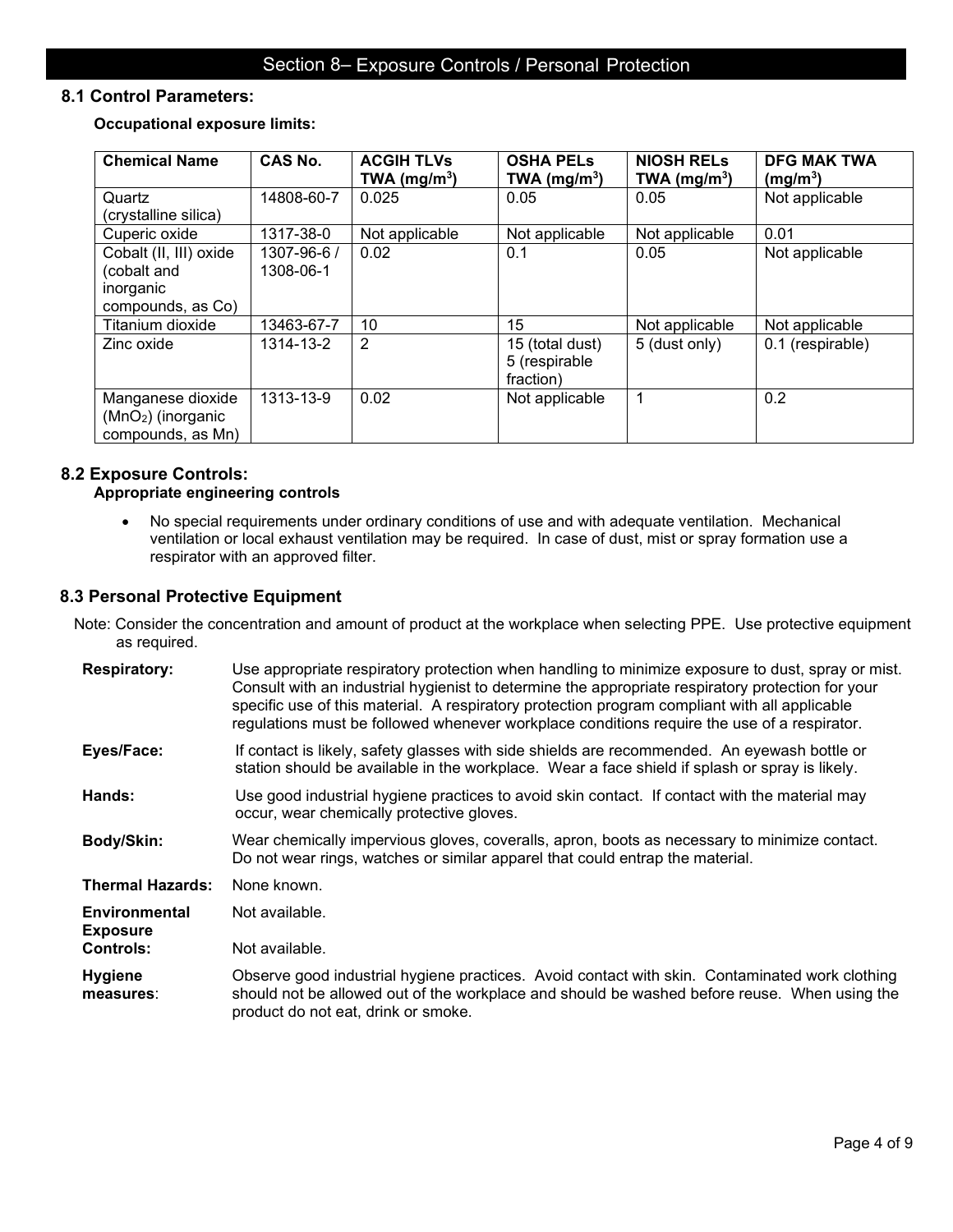# Section 8– Exposure Controls / Personal Protection

## 8.1 Control Parameters:

**Occupational exposure limits:**

| Chemical Name | CAS No. | ACGIH TLVs TWA ($mg/m^3$) | OSHA PELs TWA ($mg/m^3$) | NIOSH RELs TWA ($mg/m^3$) | DFG MAK TWA ($mg/m^3$) |
|---|---|---|---|---|---|
| Quartz (crystalline silica) | 14808-60-7 | 0.025 | 0.05 | 0.05 | Not applicable |
| Cuperic oxide | 1317-38-0 | Not applicable | Not applicable | Not applicable | 0.01 |
| Cobalt (II, III) oxide (cobalt and inorganic compounds, as Co) | 1307-96-6 / 1308-06-1 | 0.02 | 0.1 | 0.05 | Not applicable |
| Titanium dioxide | 13463-67-7 | 10 | 15 | Not applicable | Not applicable |
| Zinc oxide | 1314-13-2 | 2 | 15 (total dust) 5 (respirable fraction) | 5 (dust only) | 0.1 (respirable) |
| Manganese dioxide ($MnO_2$) (inorganic compounds, as Mn) | 1313-13-9 | 0.02 | Not applicable | 1 | 0.2 |

## 8.2 Exposure Controls:

**Appropriate engineering controls**

- No special requirements under ordinary conditions of use and with adequate ventilation. Mechanical ventilation or local exhaust ventilation may be required. In case of dust, mist or spray formation use a respirator with an approved filter.

## 8.3 Personal Protective Equipment

Note: Consider the concentration and amount of product at the workplace when selecting PPE. Use protective equipment as required.

**Respiratory:** Use appropriate respiratory protection when handling to minimize exposure to dust, spray or mist. Consult with an industrial hygienist to determine the appropriate respiratory protection for your specific use of this material. A respiratory protection program compliant with all applicable regulations must be followed whenever workplace conditions require the use of a respirator.

**Eyes/Face:** If contact is likely, safety glasses with side shields are recommended. An eyewash bottle or station should be available in the workplace. Wear a face shield if splash or spray is likely.

**Hands:** Use good industrial hygiene practices to avoid skin contact. If contact with the material may occur, wear chemically protective gloves.

**Body/Skin:** Wear chemically impervious gloves, coveralls, apron, boots as necessary to minimize contact. Do not wear rings, watches or similar apparel that could entrap the material.

**Thermal Hazards:** None known.

**Environmental Exposure Controls:** Not available.

Not available.

**Hygiene measures**: Observe good industrial hygiene practices. Avoid contact with skin. Contaminated work clothing should not be allowed out of the workplace and should be washed before reuse. When using the product do not eat, drink or smoke.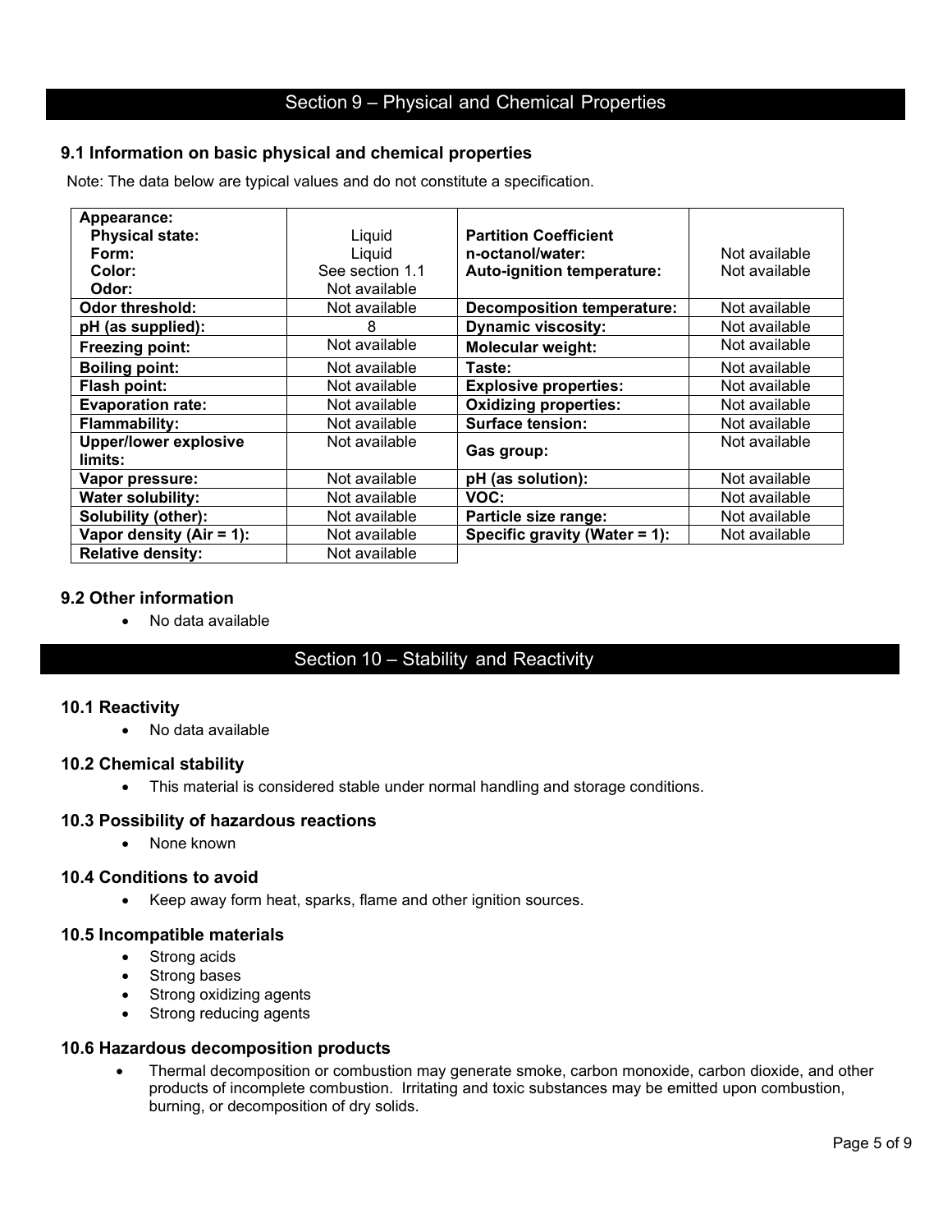## Section 9 – Physical and Chemical Properties

### 9.1 Information on basic physical and chemical properties

Note: The data below are typical values and do not constitute a specification.

| | | | |
|---|---|---|---|
| **Appearance:**<br>**Physical state:**<br>**Form:**<br>**Color:**<br>**Odor:** | <br>Liquid<br>Liquid<br>See section 1.1<br>Not available | **Partition Coefficient n-octanol/water:**<br>**Auto-ignition temperature:** | Not available<br>Not available |
| **Odor threshold:** | Not available | **Decomposition temperature:** | Not available |
| **pH (as supplied):** | 8 | **Dynamic viscosity:** | Not available |
| **Freezing point:** | Not available | **Molecular weight:** | Not available |
| **Boiling point:** | Not available | **Taste:** | Not available |
| **Flash point:** | Not available | **Explosive properties:** | Not available |
| **Evaporation rate:** | Not available | **Oxidizing properties:** | Not available |
| **Flammability:** | Not available | **Surface tension:** | Not available |
| **Upper/lower explosive limits:** | Not available | **Gas group:** | Not available |
| **Vapor pressure:** | Not available | **pH (as solution):** | Not available |
| **Water solubility:** | Not available | **VOC:** | Not available |
| **Solubility (other):** | Not available | **Particle size range:** | Not available |
| **Vapor density (Air = 1):** | Not available | **Specific gravity (Water = 1):** | Not available |
| **Relative density:** | Not available | | |

### 9.2 Other information

- No data available

## Section 10 – Stability and Reactivity

### 10.1 Reactivity

- No data available

### 10.2 Chemical stability

- This material is considered stable under normal handling and storage conditions.

### 10.3 Possibility of hazardous reactions

- None known

### 10.4 Conditions to avoid

- Keep away form heat, sparks, flame and other ignition sources.

### 10.5 Incompatible materials

- Strong acids
- Strong bases
- Strong oxidizing agents
- Strong reducing agents

### 10.6 Hazardous decomposition products

- Thermal decomposition or combustion may generate smoke, carbon monoxide, carbon dioxide, and other products of incomplete combustion. Irritating and toxic substances may be emitted upon combustion, burning, or decomposition of dry solids.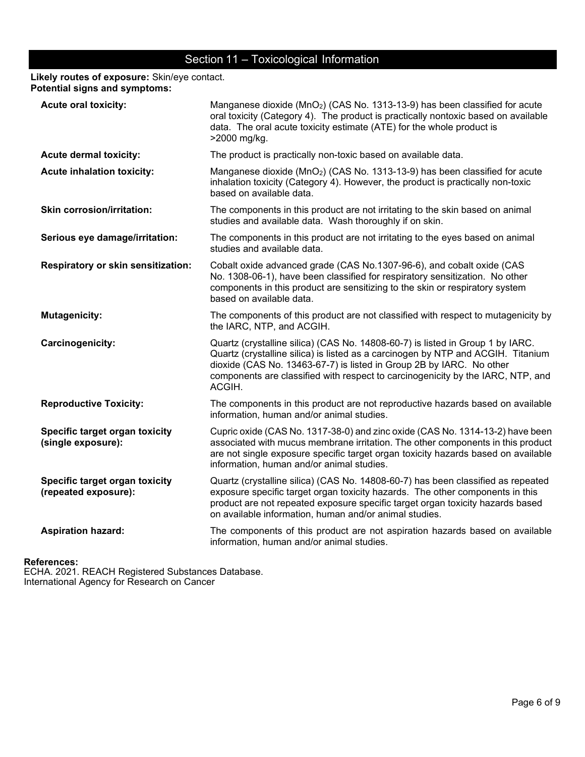## Section 11 – Toxicological Information

**Likely routes of exposure:** Skin/eye contact.
**Potential signs and symptoms:**

**Acute oral toxicity:** Manganese dioxide ($MnO_2$) (CAS No. 1313-13-9) has been classified for acute oral toxicity (Category 4). The product is practically nontoxic based on available data. The oral acute toxicity estimate (ATE) for the whole product is >2000 mg/kg.

**Acute dermal toxicity:** The product is practically non-toxic based on available data.

**Acute inhalation toxicity:** Manganese dioxide ($MnO_2$) (CAS No. 1313-13-9) has been classified for acute inhalation toxicity (Category 4). However, the product is practically non-toxic based on available data.

**Skin corrosion/irritation:** The components in this product are not irritating to the skin based on animal studies and available data. Wash thoroughly if on skin.

**Serious eye damage/irritation:** The components in this product are not irritating to the eyes based on animal studies and available data.

**Respiratory or skin sensitization:** Cobalt oxide advanced grade (CAS No.1307-96-6), and cobalt oxide (CAS No. 1308-06-1), have been classified for respiratory sensitization. No other components in this product are sensitizing to the skin or respiratory system based on available data.

**Mutagenicity:** The components of this product are not classified with respect to mutagenicity by the IARC, NTP, and ACGIH.

**Carcinogenicity:** Quartz (crystalline silica) (CAS No. 14808-60-7) is listed in Group 1 by IARC. Quartz (crystalline silica) is listed as a carcinogen by NTP and ACGIH. Titanium dioxide (CAS No. 13463-67-7) is listed in Group 2B by IARC. No other components are classified with respect to carcinogenicity by the IARC, NTP, and ACGIH.

**Reproductive Toxicity:** The components in this product are not reproductive hazards based on available information, human and/or animal studies.

**Specific target organ toxicity (single exposure):** Cupric oxide (CAS No. 1317-38-0) and zinc oxide (CAS No. 1314-13-2) have been associated with mucus membrane irritation. The other components in this product are not single exposure specific target organ toxicity hazards based on available information, human and/or animal studies.

**Specific target organ toxicity (repeated exposure):** Quartz (crystalline silica) (CAS No. 14808-60-7) has been classified as repeated exposure specific target organ toxicity hazards. The other components in this product are not repeated exposure specific target organ toxicity hazards based on available information, human and/or animal studies.

**Aspiration hazard:** The components of this product are not aspiration hazards based on available information, human and/or animal studies.

**References:**
ECHA. 2021. REACH Registered Substances Database.
International Agency for Research on Cancer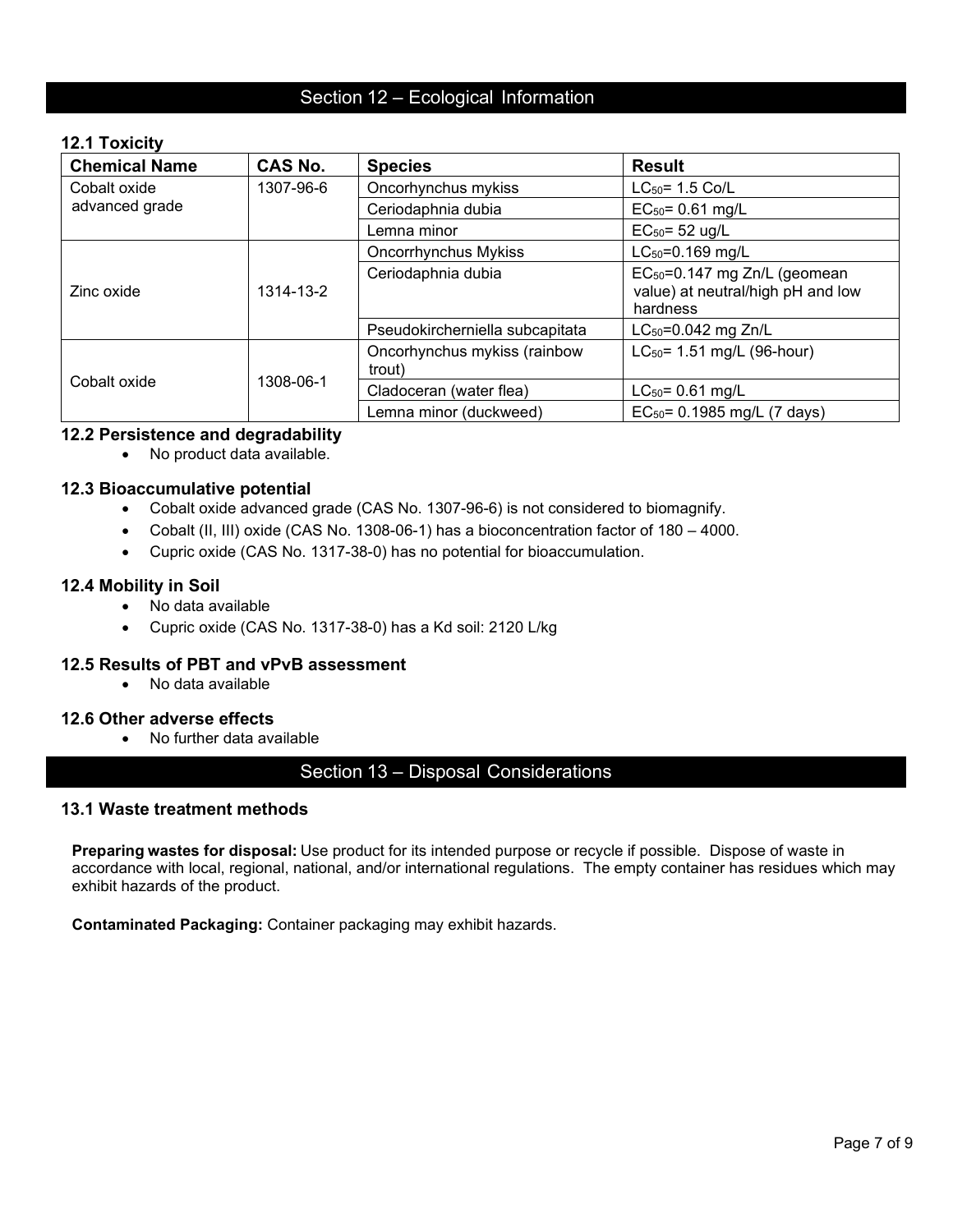# Section 12 – Ecological Information

### 12.1 Toxicity

| Chemical Name | CAS No. | Species | Result |
|---|---|---|---|
| Cobalt oxide advanced grade | 1307-96-6 | Oncorhynchus mykiss | $LC_{50}$= 1.5 Co/L |
| | | Ceriodaphnia dubia | $EC_{50}$= 0.61 mg/L |
| | | Lemna minor | $EC_{50}$= 52 ug/L |
| Zinc oxide | 1314-13-2 | Oncorrhynchus Mykiss | $LC_{50}$=0.169 mg/L |
| | | Ceriodaphnia dubia | $EC_{50}$=0.147 mg Zn/L (geomean value) at neutral/high pH and low hardness |
| | | Pseudokircherniella subcapitata | $LC_{50}$=0.042 mg Zn/L |
| Cobalt oxide | 1308-06-1 | Oncorhynchus mykiss (rainbow trout) | $LC_{50}$= 1.51 mg/L (96-hour) |
| | | Cladoceran (water flea) | $LC_{50}$= 0.61 mg/L |
| | | Lemna minor (duckweed) | $EC_{50}$= 0.1985 mg/L (7 days) |

### 12.2 Persistence and degradability

- No product data available.

### 12.3 Bioaccumulative potential

- Cobalt oxide advanced grade (CAS No. 1307-96-6) is not considered to biomagnify.
- Cobalt (II, III) oxide (CAS No. 1308-06-1) has a bioconcentration factor of 180 – 4000.
- Cupric oxide (CAS No. 1317-38-0) has no potential for bioaccumulation.

### 12.4 Mobility in Soil

- No data available
- Cupric oxide (CAS No. 1317-38-0) has a Kd soil: 2120 L/kg

### 12.5 Results of PBT and vPvB assessment

- No data available

### 12.6 Other adverse effects

- No further data available

# Section 13 – Disposal Considerations

### 13.1 Waste treatment methods

**Preparing wastes for disposal:** Use product for its intended purpose or recycle if possible. Dispose of waste in accordance with local, regional, national, and/or international regulations. The empty container has residues which may exhibit hazards of the product.

**Contaminated Packaging:** Container packaging may exhibit hazards.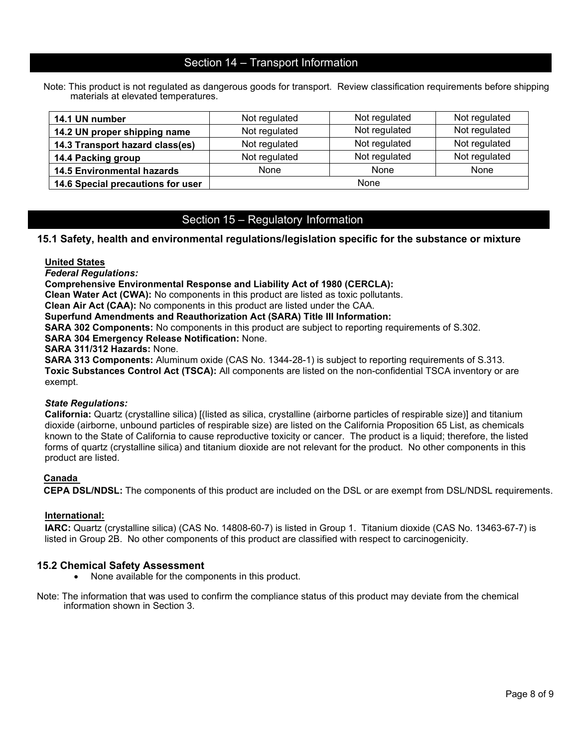## Section 14 – Transport Information

Note: This product is not regulated as dangerous goods for transport. Review classification requirements before shipping materials at elevated temperatures.

| | | | |
|---|---|---|---|
| **14.1 UN number** | Not regulated | Not regulated | Not regulated |
| **14.2 UN proper shipping name** | Not regulated | Not regulated | Not regulated |
| **14.3 Transport hazard class(es)** | Not regulated | Not regulated | Not regulated |
| **14.4 Packing group** | Not regulated | Not regulated | Not regulated |
| **14.5 Environmental hazards** | None | None | None |
| **14.6 Special precautions for user** | None | | |

## Section 15 – Regulatory Information

### 15.1 Safety, health and environmental regulations/legislation specific for the substance or mixture

**United States**

***Federal Regulations:***

**Comprehensive Environmental Response and Liability Act of 1980 (CERCLA):**
**Clean Water Act (CWA):** No components in this product are listed as toxic pollutants.
**Clean Air Act (CAA):** No components in this product are listed under the CAA.
**Superfund Amendments and Reauthorization Act (SARA) Title III Information:**
**SARA 302 Components:** No components in this product are subject to reporting requirements of S.302.
**SARA 304 Emergency Release Notification:** None.
**SARA 311/312 Hazards:** None.
**SARA 313 Components:** Aluminum oxide (CAS No. 1344-28-1) is subject to reporting requirements of S.313.
**Toxic Substances Control Act (TSCA):** All components are listed on the non-confidential TSCA inventory or are exempt.

***State Regulations:***

**California:** Quartz (crystalline silica) [(listed as silica, crystalline (airborne particles of respirable size)] and titanium dioxide (airborne, unbound particles of respirable size) are listed on the California Proposition 65 List, as chemicals known to the State of California to cause reproductive toxicity or cancer. The product is a liquid; therefore, the listed forms of quartz (crystalline silica) and titanium dioxide are not relevant for the product. No other components in this product are listed.

**Canada**

**CEPA DSL/NDSL:** The components of this product are included on the DSL or are exempt from DSL/NDSL requirements.

**International:**

**IARC:** Quartz (crystalline silica) (CAS No. 14808-60-7) is listed in Group 1. Titanium dioxide (CAS No. 13463-67-7) is listed in Group 2B. No other components of this product are classified with respect to carcinogenicity.

### 15.2 Chemical Safety Assessment

- None available for the components in this product.

Note: The information that was used to confirm the compliance status of this product may deviate from the chemical information shown in Section 3.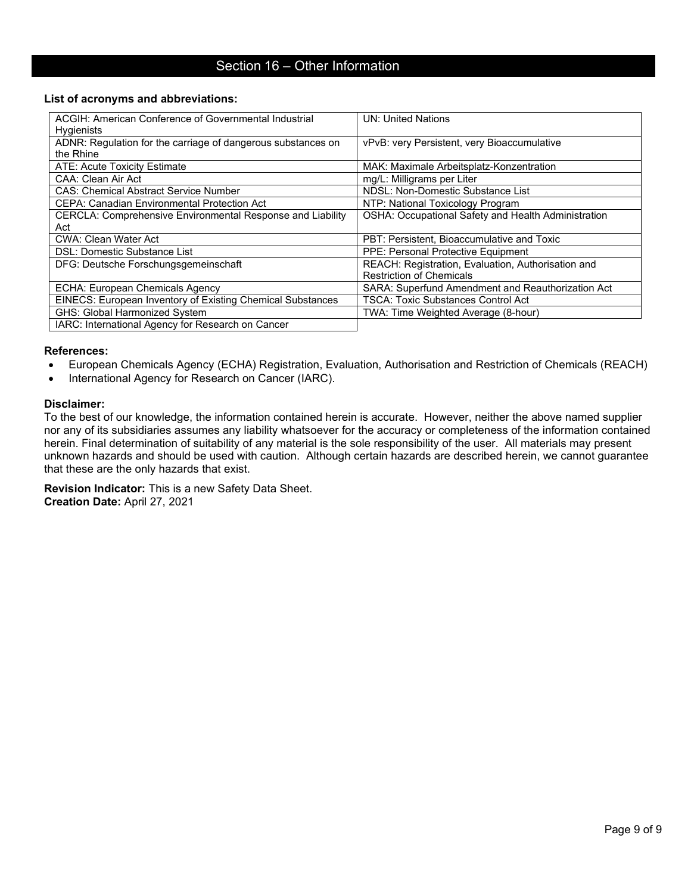# Section 16 – Other Information

**List of acronyms and abbreviations:**

| | |
|---|---|
| ACGIH: American Conference of Governmental Industrial Hygienists | UN: United Nations |
| ADNR: Regulation for the carriage of dangerous substances on the Rhine | vPvB: very Persistent, very Bioaccumulative |
| ATE: Acute Toxicity Estimate | MAK: Maximale Arbeitsplatz-Konzentration |
| CAA: Clean Air Act | mg/L: Milligrams per Liter |
| CAS: Chemical Abstract Service Number | NDSL: Non-Domestic Substance List |
| CEPA: Canadian Environmental Protection Act | NTP: National Toxicology Program |
| CERCLA: Comprehensive Environmental Response and Liability Act | OSHA: Occupational Safety and Health Administration |
| CWA: Clean Water Act | PBT: Persistent, Bioaccumulative and Toxic |
| DSL: Domestic Substance List | PPE: Personal Protective Equipment |
| DFG: Deutsche Forschungsgemeinschaft | REACH: Registration, Evaluation, Authorisation and Restriction of Chemicals |
| ECHA: European Chemicals Agency | SARA: Superfund Amendment and Reauthorization Act |
| EINECS: European Inventory of Existing Chemical Substances | TSCA: Toxic Substances Control Act |
| GHS: Global Harmonized System | TWA: Time Weighted Average (8-hour) |
| IARC: International Agency for Research on Cancer | |

**References:**

- European Chemicals Agency (ECHA) Registration, Evaluation, Authorisation and Restriction of Chemicals (REACH)
- International Agency for Research on Cancer (IARC).

**Disclaimer:**

To the best of our knowledge, the information contained herein is accurate. However, neither the above named supplier nor any of its subsidiaries assumes any liability whatsoever for the accuracy or completeness of the information contained herein. Final determination of suitability of any material is the sole responsibility of the user. All materials may present unknown hazards and should be used with caution. Although certain hazards are described herein, we cannot guarantee that these are the only hazards that exist.

**Revision Indicator:** This is a new Safety Data Sheet.
**Creation Date:** April 27, 2021